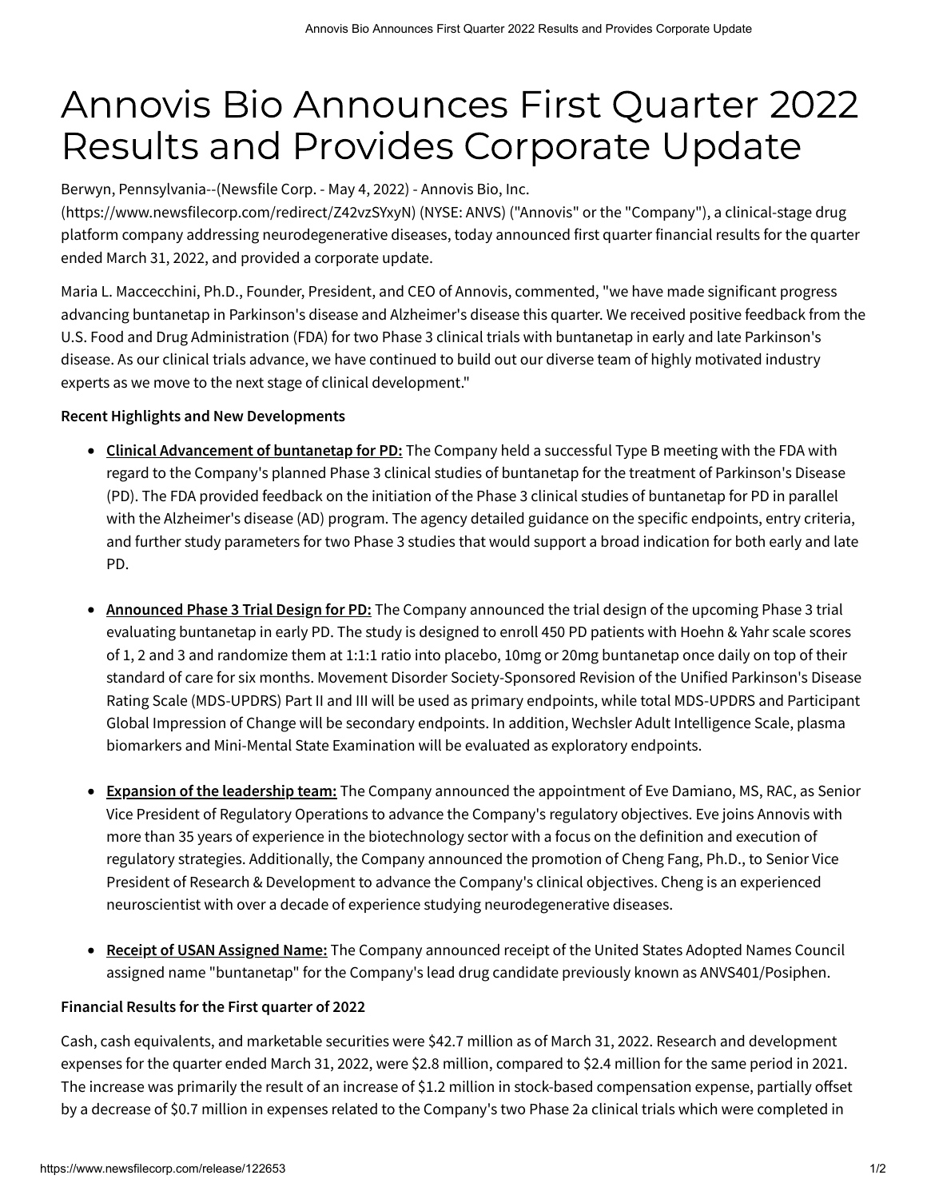# Annovis Bio Announces First Quarter 2022 Results and Provides Corporate Update

Berwyn, Pennsylvania--(Newsfile Corp. - May 4, 2022) - Annovis Bio, Inc. (https://www.newsfilecorp.com/redirect/Z42vzSYxyN) (NYSE: ANVS) ("Annovis" or the "Company"), a clinical-stage drug platform company addressing neurodegenerative diseases, today announced first quarter financial results for the quarter ended March 31, 2022, and provided a corporate update.

Maria L. Maccecchini, Ph.D., Founder, President, and CEO of Annovis, commented, "we have made significant progress advancing buntanetap in Parkinson's disease and Alzheimer's disease this quarter. We received positive feedback from the U.S. Food and Drug Administration (FDA) for two Phase 3 clinical trials with buntanetap in early and late Parkinson's disease. As our clinical trials advance, we have continued to build out our diverse team of highly motivated industry experts as we move to the next stage of clinical development."

**Recent Highlights and New Developments**

- **Clinical Advancement of buntanetap for PD:** The Company held a successful Type B meeting with the FDA with regard to the Company's planned Phase 3 clinical studies of buntanetap for the treatment of Parkinson's Disease (PD). The FDA provided feedback on the initiation of the Phase 3 clinical studies of buntanetap for PD in parallel with the Alzheimer's disease (AD) program. The agency detailed guidance on the specific endpoints, entry criteria, and further study parameters for two Phase 3 studies that would support a broad indication for both early and late PD.

- **Announced Phase 3 Trial Design for PD:** The Company announced the trial design of the upcoming Phase 3 trial evaluating buntanetap in early PD. The study is designed to enroll 450 PD patients with Hoehn & Yahr scale scores of 1, 2 and 3 and randomize them at 1:1:1 ratio into placebo, 10mg or 20mg buntanetap once daily on top of their standard of care for six months. Movement Disorder Society-Sponsored Revision of the Unified Parkinson's Disease Rating Scale (MDS-UPDRS) Part II and III will be used as primary endpoints, while total MDS-UPDRS and Participant Global Impression of Change will be secondary endpoints. In addition, Wechsler Adult Intelligence Scale, plasma biomarkers and Mini-Mental State Examination will be evaluated as exploratory endpoints.

- **Expansion of the leadership team:** The Company announced the appointment of Eve Damiano, MS, RAC, as Senior Vice President of Regulatory Operations to advance the Company's regulatory objectives. Eve joins Annovis with more than 35 years of experience in the biotechnology sector with a focus on the definition and execution of regulatory strategies. Additionally, the Company announced the promotion of Cheng Fang, Ph.D., to Senior Vice President of Research & Development to advance the Company's clinical objectives. Cheng is an experienced neuroscientist with over a decade of experience studying neurodegenerative diseases.

- **Receipt of USAN Assigned Name:** The Company announced receipt of the United States Adopted Names Council assigned name "buntanetap" for the Company's lead drug candidate previously known as ANVS401/Posiphen.

**Financial Results for the First quarter of 2022**

Cash, cash equivalents, and marketable securities were $42.7 million as of March 31, 2022. Research and development expenses for the quarter ended March 31, 2022, were $2.8 million, compared to $2.4 million for the same period in 2021. The increase was primarily the result of an increase of $1.2 million in stock-based compensation expense, partially offset by a decrease of $0.7 million in expenses related to the Company's two Phase 2a clinical trials which were completed in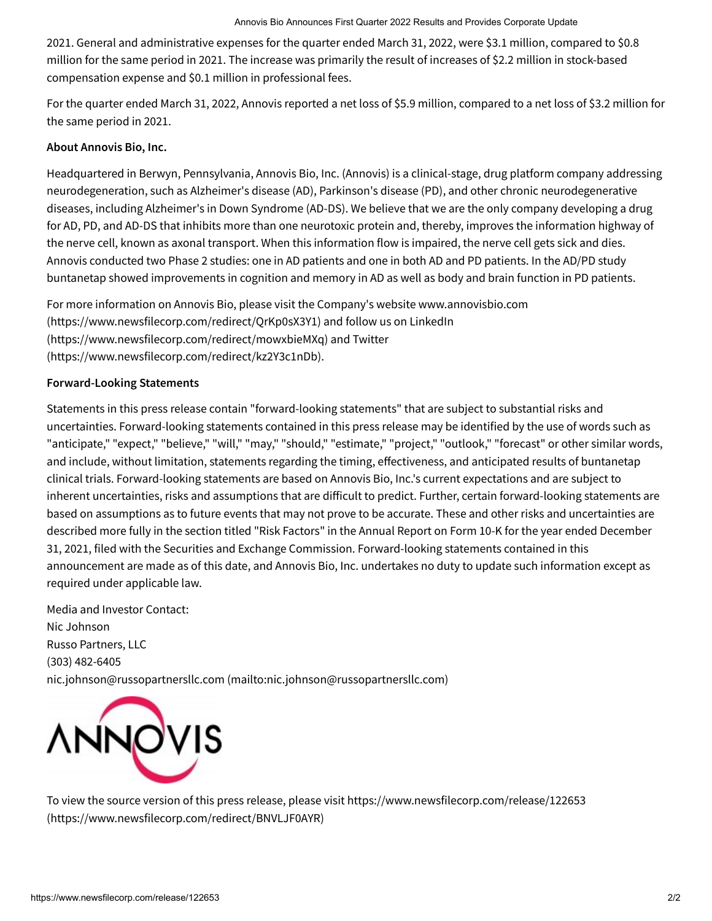2021. General and administrative expenses for the quarter ended March 31, 2022, were $3.1 million, compared to $0.8 million for the same period in 2021. The increase was primarily the result of increases of $2.2 million in stock-based compensation expense and $0.1 million in professional fees.

For the quarter ended March 31, 2022, Annovis reported a net loss of $5.9 million, compared to a net loss of $3.2 million for the same period in 2021.

**About Annovis Bio, Inc.**

Headquartered in Berwyn, Pennsylvania, Annovis Bio, Inc. (Annovis) is a clinical-stage, drug platform company addressing neurodegeneration, such as Alzheimer's disease (AD), Parkinson's disease (PD), and other chronic neurodegenerative diseases, including Alzheimer's in Down Syndrome (AD-DS). We believe that we are the only company developing a drug for AD, PD, and AD-DS that inhibits more than one neurotoxic protein and, thereby, improves the information highway of the nerve cell, known as axonal transport. When this information flow is impaired, the nerve cell gets sick and dies. Annovis conducted two Phase 2 studies: one in AD patients and one in both AD and PD patients. In the AD/PD study buntanetap showed improvements in cognition and memory in AD as well as body and brain function in PD patients.

For more information on Annovis Bio, please visit the Company's website www.annovisbio.com (https://www.newsfilecorp.com/redirect/QrKp0sX3Y1) and follow us on LinkedIn (https://www.newsfilecorp.com/redirect/mowxbieMXq) and Twitter (https://www.newsfilecorp.com/redirect/kz2Y3c1nDb).

**Forward-Looking Statements**

Statements in this press release contain "forward-looking statements" that are subject to substantial risks and uncertainties. Forward-looking statements contained in this press release may be identified by the use of words such as "anticipate," "expect," "believe," "will," "may," "should," "estimate," "project," "outlook," "forecast" or other similar words, and include, without limitation, statements regarding the timing, effectiveness, and anticipated results of buntanetap clinical trials. Forward-looking statements are based on Annovis Bio, Inc.'s current expectations and are subject to inherent uncertainties, risks and assumptions that are difficult to predict. Further, certain forward-looking statements are based on assumptions as to future events that may not prove to be accurate. These and other risks and uncertainties are described more fully in the section titled "Risk Factors" in the Annual Report on Form 10-K for the year ended December 31, 2021, filed with the Securities and Exchange Commission. Forward-looking statements contained in this announcement are made as of this date, and Annovis Bio, Inc. undertakes no duty to update such information except as required under applicable law.

Media and Investor Contact:
Nic Johnson
Russo Partners, LLC
(303) 482-6405
nic.johnson@russopartnersllc.com (mailto:nic.johnson@russopartnersllc.com)

ANNOVIS

To view the source version of this press release, please visit https://www.newsfilecorp.com/release/122653 (https://www.newsfilecorp.com/redirect/BNVLJF0AYR)